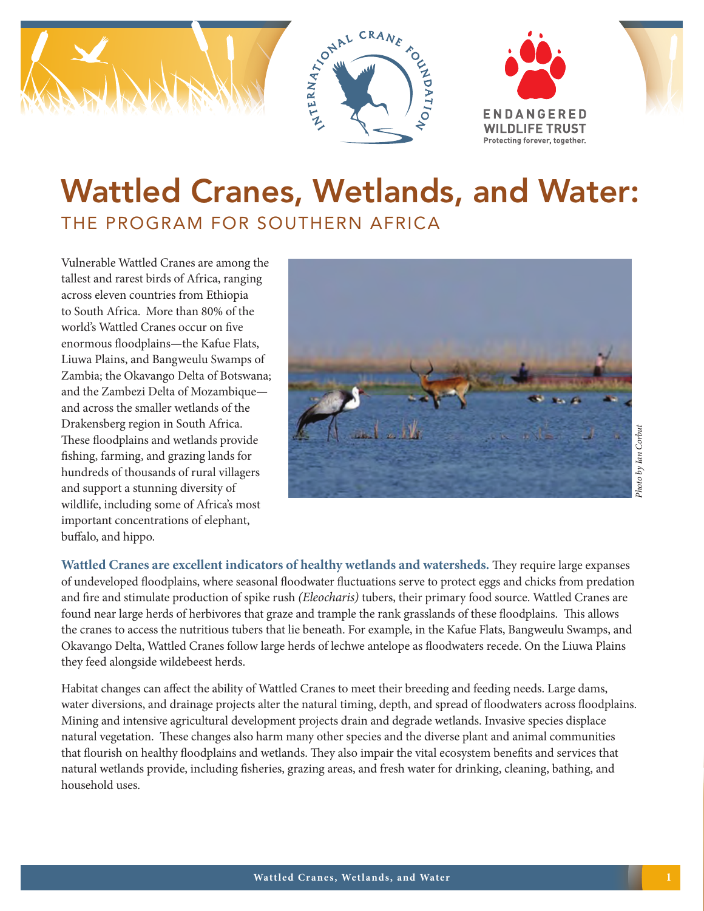# Wattled Cranes, Wetlands, and Water:

## THE PROGRAM FOR SOUTHERN AFRICA

Vulnerable Wattled Cranes are among the tallest and rarest birds of Africa, ranging across eleven countries from Ethiopia to South Africa. More than 80% of the world's Wattled Cranes occur on five enormous floodplains—the Kafue Flats, Liuwa Plains, and Bangweulu Swamps of Zambia; the Okavango Delta of Botswana; and the Zambezi Delta of Mozambique—and across the smaller wetlands of the Drakensberg region in South Africa. These floodplains and wetlands provide fishing, farming, and grazing lands for hundreds of thousands of rural villagers and support a stunning diversity of wildlife, including some of Africa's most important concentrations of elephant, buffalo, and hippo.

*Photo by Ian Corbut*

**Wattled Cranes are excellent indicators of healthy wetlands and watersheds.** They require large expanses of undeveloped floodplains, where seasonal floodwater fluctuations serve to protect eggs and chicks from predation and fire and stimulate production of spike rush *(Eleocharis)* tubers, their primary food source. Wattled Cranes are found near large herds of herbivores that graze and trample the rank grasslands of these floodplains. This allows the cranes to access the nutritious tubers that lie beneath. For example, in the Kafue Flats, Bangweulu Swamps, and Okavango Delta, Wattled Cranes follow large herds of lechwe antelope as floodwaters recede. On the Liuwa Plains they feed alongside wildebeest herds.

Habitat changes can affect the ability of Wattled Cranes to meet their breeding and feeding needs. Large dams, water diversions, and drainage projects alter the natural timing, depth, and spread of floodwaters across floodplains. Mining and intensive agricultural development projects drain and degrade wetlands. Invasive species displace natural vegetation. These changes also harm many other species and the diverse plant and animal communities that flourish on healthy floodplains and wetlands. They also impair the vital ecosystem benefits and services that natural wetlands provide, including fisheries, grazing areas, and fresh water for drinking, cleaning, bathing, and household uses.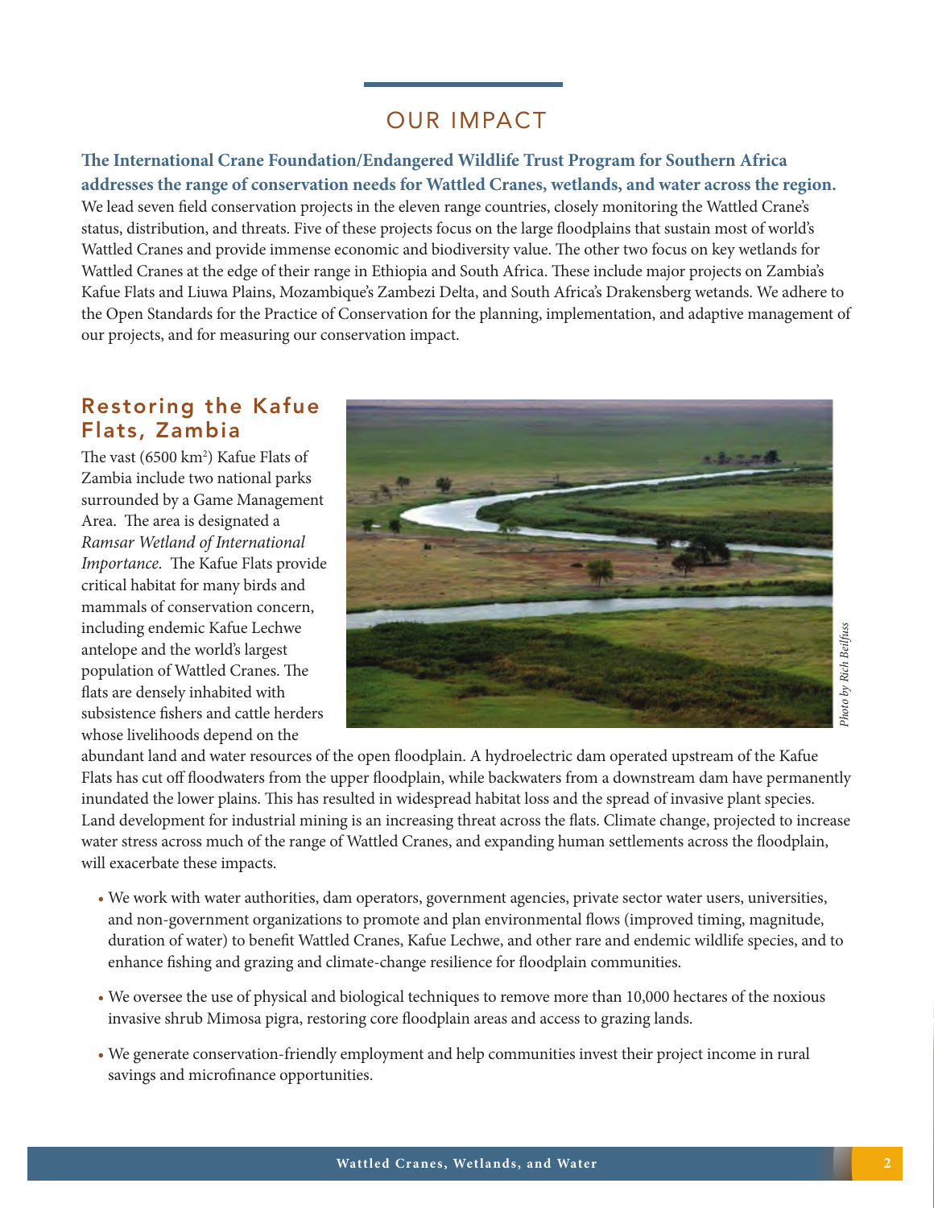## OUR IMPACT

**The International Crane Foundation/Endangered Wildlife Trust Program for Southern Africa addresses the range of conservation needs for Wattled Cranes, wetlands, and water across the region.** We lead seven field conservation projects in the eleven range countries, closely monitoring the Wattled Crane's status, distribution, and threats. Five of these projects focus on the large floodplains that sustain most of world's Wattled Cranes and provide immense economic and biodiversity value. The other two focus on key wetlands for Wattled Cranes at the edge of their range in Ethiopia and South Africa. These include major projects on Zambia's Kafue Flats and Liuwa Plains, Mozambique's Zambezi Delta, and South Africa's Drakensberg wetands. We adhere to the Open Standards for the Practice of Conservation for the planning, implementation, and adaptive management of our projects, and for measuring our conservation impact.

### Restoring the Kafue Flats, Zambia

The vast (6500 km$^2$) Kafue Flats of Zambia include two national parks surrounded by a Game Management Area. The area is designated a *Ramsar Wetland of International Importance.* The Kafue Flats provide critical habitat for many birds and mammals of conservation concern, including endemic Kafue Lechwe antelope and the world's largest population of Wattled Cranes. The flats are densely inhabited with subsistence fishers and cattle herders whose livelihoods depend on the abundant land and water resources of the open floodplain. A hydroelectric dam operated upstream of the Kafue Flats has cut off floodwaters from the upper floodplain, while backwaters from a downstream dam have permanently inundated the lower plains. This has resulted in widespread habitat loss and the spread of invasive plant species. Land development for industrial mining is an increasing threat across the flats. Climate change, projected to increase water stress across much of the range of Wattled Cranes, and expanding human settlements across the floodplain, will exacerbate these impacts.

*Photo by Rich Beilfuss*

- We work with water authorities, dam operators, government agencies, private sector water users, universities, and non-government organizations to promote and plan environmental flows (improved timing, magnitude, duration of water) to benefit Wattled Cranes, Kafue Lechwe, and other rare and endemic wildlife species, and to enhance fishing and grazing and climate-change resilience for floodplain communities.
- We oversee the use of physical and biological techniques to remove more than 10,000 hectares of the noxious invasive shrub Mimosa pigra, restoring core floodplain areas and access to grazing lands.
- We generate conservation-friendly employment and help communities invest their project income in rural savings and microfinance opportunities.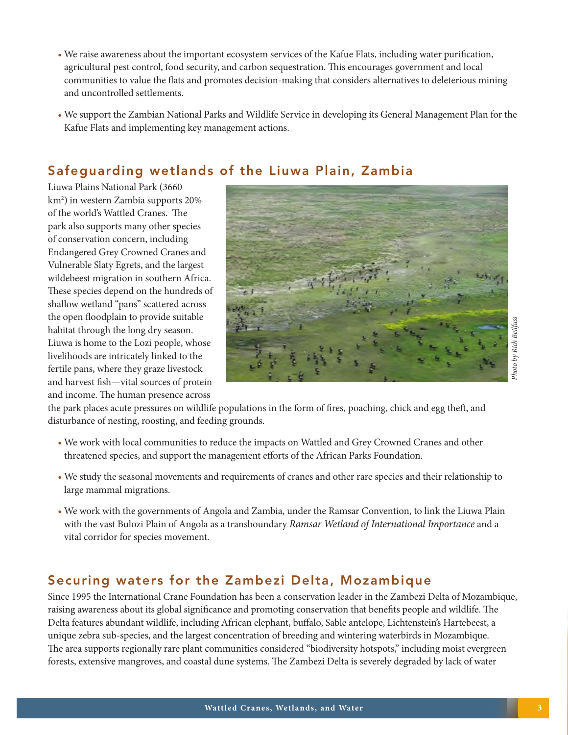- We raise awareness about the important ecosystem services of the Kafue Flats, including water purification, agricultural pest control, food security, and carbon sequestration. This encourages government and local communities to value the flats and promotes decision-making that considers alternatives to deleterious mining and uncontrolled settlements.

- We support the Zambian National Parks and Wildlife Service in developing its General Management Plan for the Kafue Flats and implementing key management actions.

## Safeguarding wetlands of the Liuwa Plain, Zambia

Liuwa Plains National Park (3660 km$^2$) in western Zambia supports 20% of the world's Wattled Cranes. The park also supports many other species of conservation concern, including Endangered Grey Crowned Cranes and Vulnerable Slaty Egrets, and the largest wildebeest migration in southern Africa. These species depend on the hundreds of shallow wetland "pans" scattered across the open floodplain to provide suitable habitat through the long dry season. Liuwa is home to the Lozi people, whose livelihoods are intricately linked to the fertile pans, where they graze livestock and harvest fish—vital sources of protein and income. The human presence across the park places acute pressures on wildlife populations in the form of fires, poaching, chick and egg theft, and disturbance of nesting, roosting, and feeding grounds.

*Photo by Rich Beilfuss*

- We work with local communities to reduce the impacts on Wattled and Grey Crowned Cranes and other threatened species, and support the management efforts of the African Parks Foundation.

- We study the seasonal movements and requirements of cranes and other rare species and their relationship to large mammal migrations.

- We work with the governments of Angola and Zambia, under the Ramsar Convention, to link the Liuwa Plain with the vast Bulozi Plain of Angola as a transboundary *Ramsar Wetland of International Importance* and a vital corridor for species movement.

## Securing waters for the Zambezi Delta, Mozambique

Since 1995 the International Crane Foundation has been a conservation leader in the Zambezi Delta of Mozambique, raising awareness about its global significance and promoting conservation that benefits people and wildlife. The Delta features abundant wildlife, including African elephant, buffalo, Sable antelope, Lichtenstein's Hartebeest, a unique zebra sub-species, and the largest concentration of breeding and wintering waterbirds in Mozambique. The area supports regionally rare plant communities considered "biodiversity hotspots," including moist evergreen forests, extensive mangroves, and coastal dune systems. The Zambezi Delta is severely degraded by lack of water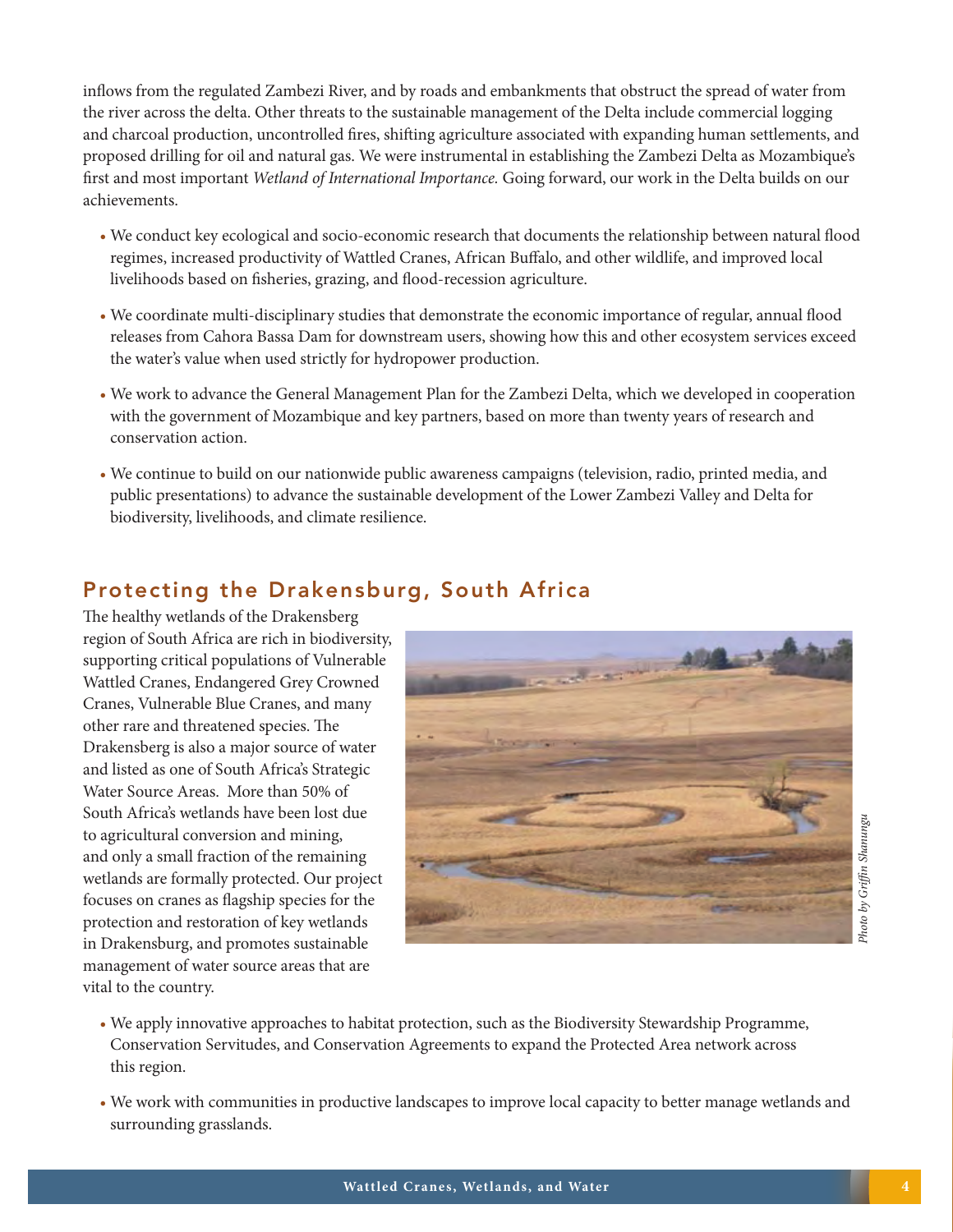inflows from the regulated Zambezi River, and by roads and embankments that obstruct the spread of water from the river across the delta. Other threats to the sustainable management of the Delta include commercial logging and charcoal production, uncontrolled fires, shifting agriculture associated with expanding human settlements, and proposed drilling for oil and natural gas. We were instrumental in establishing the Zambezi Delta as Mozambique's first and most important *Wetland of International Importance.* Going forward, our work in the Delta builds on our achievements.

- We conduct key ecological and socio-economic research that documents the relationship between natural flood regimes, increased productivity of Wattled Cranes, African Buffalo, and other wildlife, and improved local livelihoods based on fisheries, grazing, and flood-recession agriculture.
- We coordinate multi-disciplinary studies that demonstrate the economic importance of regular, annual flood releases from Cahora Bassa Dam for downstream users, showing how this and other ecosystem services exceed the water's value when used strictly for hydropower production.
- We work to advance the General Management Plan for the Zambezi Delta, which we developed in cooperation with the government of Mozambique and key partners, based on more than twenty years of research and conservation action.
- We continue to build on our nationwide public awareness campaigns (television, radio, printed media, and public presentations) to advance the sustainable development of the Lower Zambezi Valley and Delta for biodiversity, livelihoods, and climate resilience.

## Protecting the Drakensburg, South Africa

The healthy wetlands of the Drakensberg region of South Africa are rich in biodiversity, supporting critical populations of Vulnerable Wattled Cranes, Endangered Grey Crowned Cranes, Vulnerable Blue Cranes, and many other rare and threatened species. The Drakensberg is also a major source of water and listed as one of South Africa's Strategic Water Source Areas. More than 50% of South Africa's wetlands have been lost due to agricultural conversion and mining, and only a small fraction of the remaining wetlands are formally protected. Our project focuses on cranes as flagship species for the protection and restoration of key wetlands in Drakensburg, and promotes sustainable management of water source areas that are vital to the country.

*Photo by Griffin Shanungu*

- We apply innovative approaches to habitat protection, such as the Biodiversity Stewardship Programme, Conservation Servitudes, and Conservation Agreements to expand the Protected Area network across this region.
- We work with communities in productive landscapes to improve local capacity to better manage wetlands and surrounding grasslands.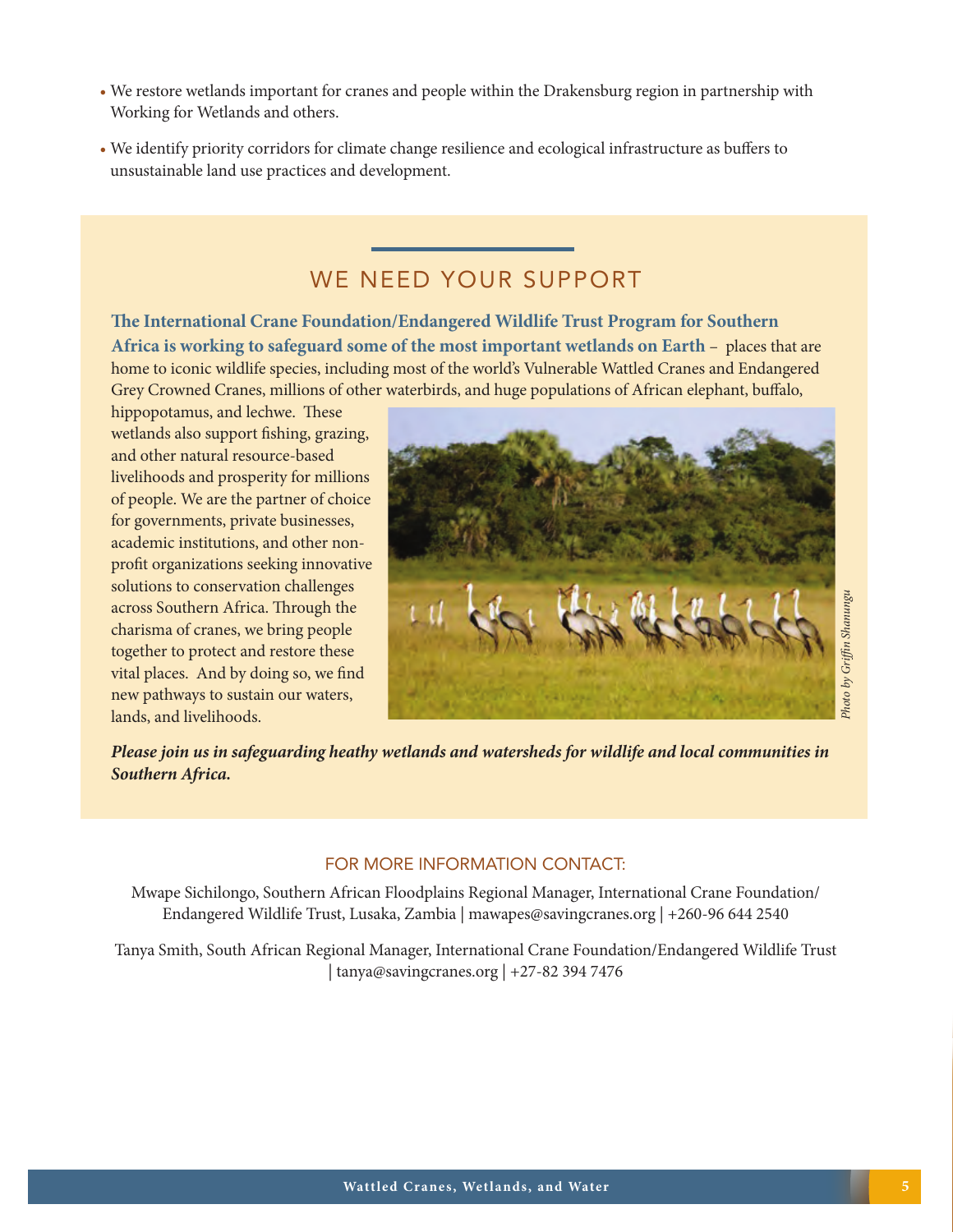- We restore wetlands important for cranes and people within the Drakensburg region in partnership with Working for Wetlands and others.
- We identify priority corridors for climate change resilience and ecological infrastructure as buffers to unsustainable land use practices and development.

## WE NEED YOUR SUPPORT

**The International Crane Foundation/Endangered Wildlife Trust Program for Southern Africa is working to safeguard some of the most important wetlands on Earth** – places that are home to iconic wildlife species, including most of the world's Vulnerable Wattled Cranes and Endangered Grey Crowned Cranes, millions of other waterbirds, and huge populations of African elephant, buffalo, hippopotamus, and lechwe. These wetlands also support fishing, grazing, and other natural resource-based livelihoods and prosperity for millions of people. We are the partner of choice for governments, private businesses, academic institutions, and other non-profit organizations seeking innovative solutions to conservation challenges across Southern Africa. Through the charisma of cranes, we bring people together to protect and restore these vital places. And by doing so, we find new pathways to sustain our waters, lands, and livelihoods.

*Photo by Griffin Shanungu*

***Please join us in safeguarding heathy wetlands and watersheds for wildlife and local communities in Southern Africa.***

### FOR MORE INFORMATION CONTACT:

Mwape Sichilongo, Southern African Floodplains Regional Manager, International Crane Foundation/ Endangered Wildlife Trust, Lusaka, Zambia | mawapes@savingcranes.org | +260-96 644 2540

Tanya Smith, South African Regional Manager, International Crane Foundation/Endangered Wildlife Trust | tanya@savingcranes.org | +27-82 394 7476